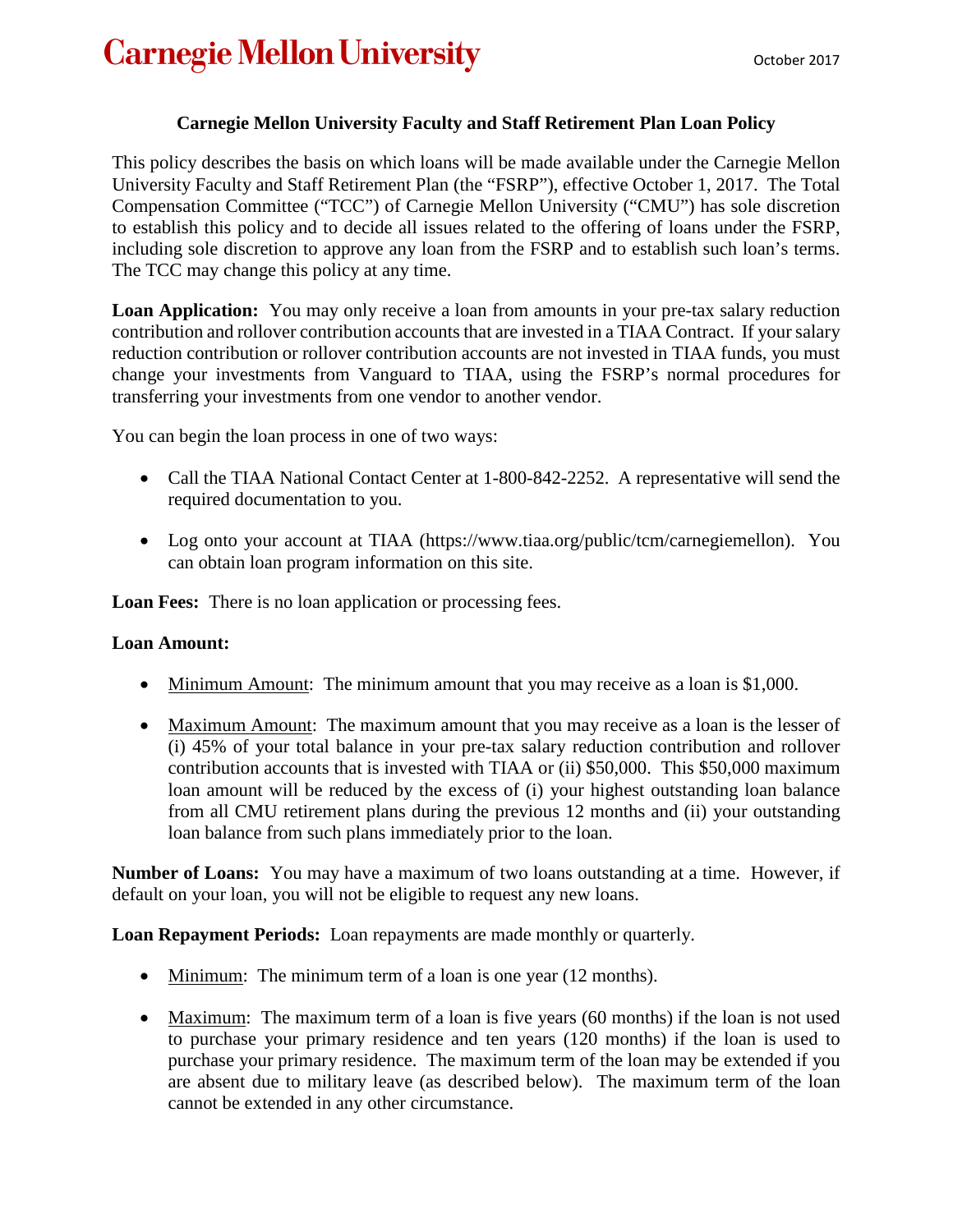Carnegie Mellon University

October 2017

## Carnegie Mellon University Faculty and Staff Retirement Plan Loan Policy

This policy describes the basis on which loans will be made available under the Carnegie Mellon University Faculty and Staff Retirement Plan (the "FSRP"), effective October 1, 2017. The Total Compensation Committee ("TCC") of Carnegie Mellon University ("CMU") has sole discretion to establish this policy and to decide all issues related to the offering of loans under the FSRP, including sole discretion to approve any loan from the FSRP and to establish such loan's terms. The TCC may change this policy at any time.

**Loan Application:** You may only receive a loan from amounts in your pre-tax salary reduction contribution and rollover contribution accounts that are invested in a TIAA Contract. If your salary reduction contribution or rollover contribution accounts are not invested in TIAA funds, you must change your investments from Vanguard to TIAA, using the FSRP's normal procedures for transferring your investments from one vendor to another vendor.

You can begin the loan process in one of two ways:

- Call the TIAA National Contact Center at 1-800-842-2252. A representative will send the required documentation to you.
- Log onto your account at TIAA (https://www.tiaa.org/public/tcm/carnegiemellon). You can obtain loan program information on this site.

**Loan Fees:** There is no loan application or processing fees.

**Loan Amount:**

- Minimum Amount: The minimum amount that you may receive as a loan is $1,000.
- Maximum Amount: The maximum amount that you may receive as a loan is the lesser of (i) 45% of your total balance in your pre-tax salary reduction contribution and rollover contribution accounts that is invested with TIAA or (ii) $50,000. This $50,000 maximum loan amount will be reduced by the excess of (i) your highest outstanding loan balance from all CMU retirement plans during the previous 12 months and (ii) your outstanding loan balance from such plans immediately prior to the loan.

**Number of Loans:** You may have a maximum of two loans outstanding at a time. However, if default on your loan, you will not be eligible to request any new loans.

**Loan Repayment Periods:** Loan repayments are made monthly or quarterly.

- Minimum: The minimum term of a loan is one year (12 months).
- Maximum: The maximum term of a loan is five years (60 months) if the loan is not used to purchase your primary residence and ten years (120 months) if the loan is used to purchase your primary residence. The maximum term of the loan may be extended if you are absent due to military leave (as described below). The maximum term of the loan cannot be extended in any other circumstance.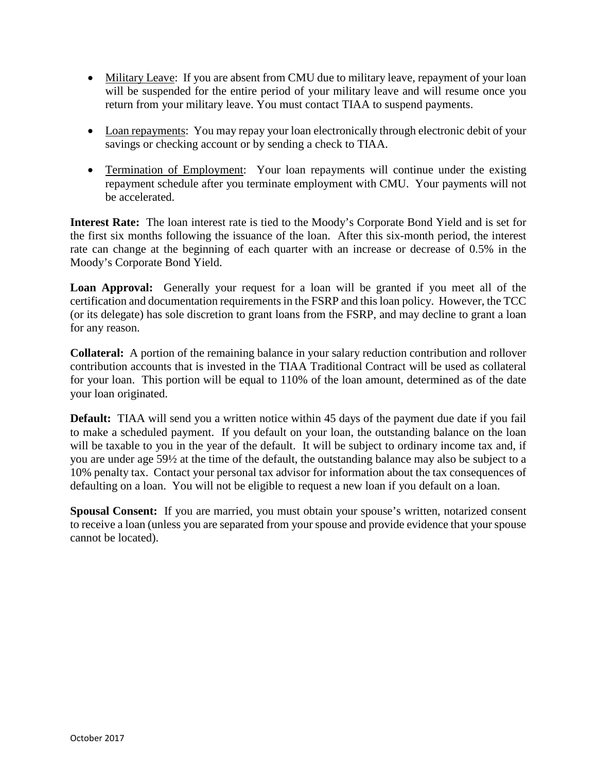- Military Leave: If you are absent from CMU due to military leave, repayment of your loan will be suspended for the entire period of your military leave and will resume once you return from your military leave. You must contact TIAA to suspend payments.

- Loan repayments: You may repay your loan electronically through electronic debit of your savings or checking account or by sending a check to TIAA.

- Termination of Employment: Your loan repayments will continue under the existing repayment schedule after you terminate employment with CMU. Your payments will not be accelerated.

**Interest Rate:** The loan interest rate is tied to the Moody's Corporate Bond Yield and is set for the first six months following the issuance of the loan. After this six-month period, the interest rate can change at the beginning of each quarter with an increase or decrease of 0.5% in the Moody's Corporate Bond Yield.

**Loan Approval:** Generally your request for a loan will be granted if you meet all of the certification and documentation requirements in the FSRP and this loan policy. However, the TCC (or its delegate) has sole discretion to grant loans from the FSRP, and may decline to grant a loan for any reason.

**Collateral:** A portion of the remaining balance in your salary reduction contribution and rollover contribution accounts that is invested in the TIAA Traditional Contract will be used as collateral for your loan. This portion will be equal to 110% of the loan amount, determined as of the date your loan originated.

**Default:** TIAA will send you a written notice within 45 days of the payment due date if you fail to make a scheduled payment. If you default on your loan, the outstanding balance on the loan will be taxable to you in the year of the default. It will be subject to ordinary income tax and, if you are under age 59½ at the time of the default, the outstanding balance may also be subject to a 10% penalty tax. Contact your personal tax advisor for information about the tax consequences of defaulting on a loan. You will not be eligible to request a new loan if you default on a loan.

**Spousal Consent:** If you are married, you must obtain your spouse's written, notarized consent to receive a loan (unless you are separated from your spouse and provide evidence that your spouse cannot be located).

October 2017